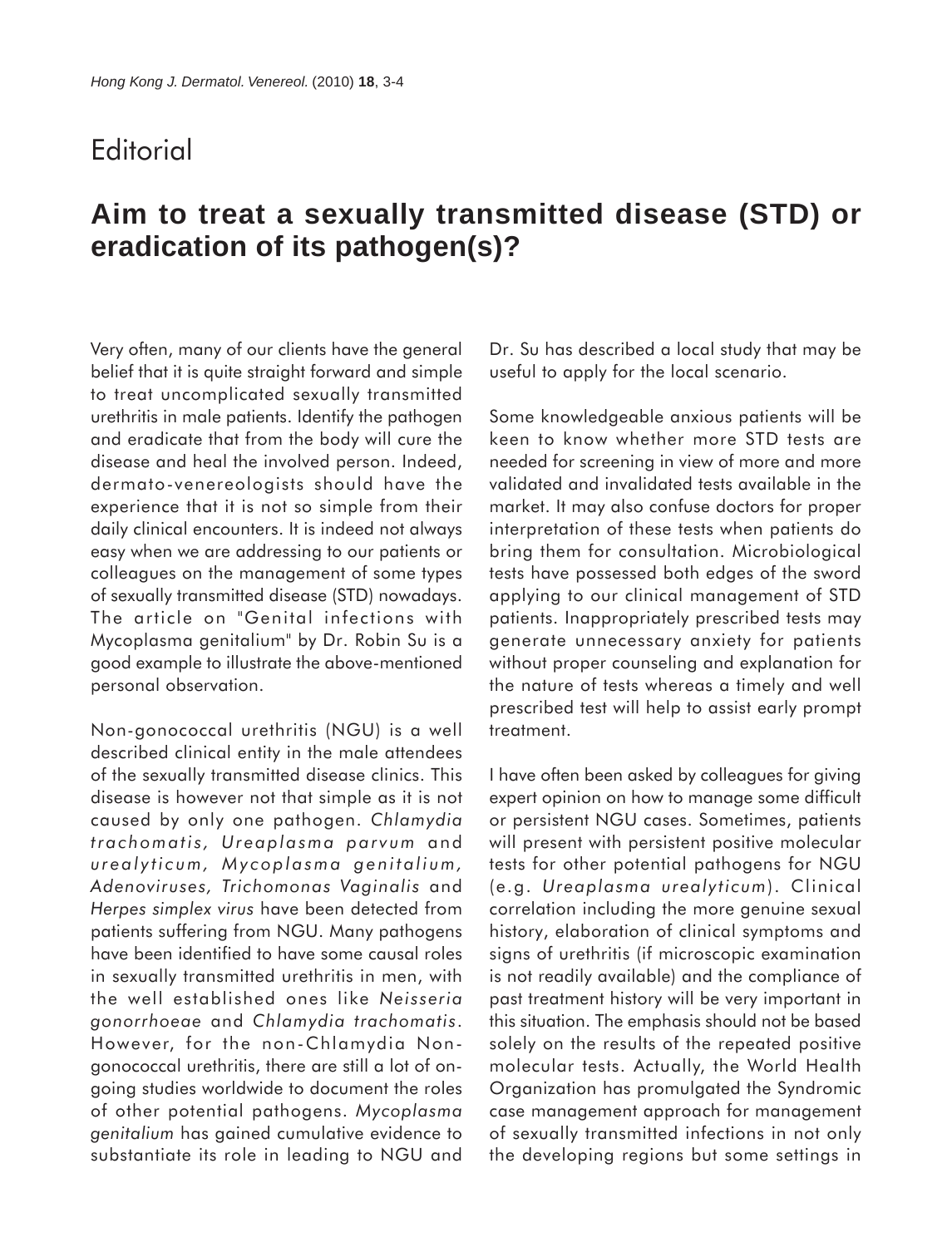# Editorial

## Aim to treat a sexually transmitted disease (STD) or eradication of its pathogen(s)?

Very often, many of our clients have the general belief that it is quite straight forward and simple to treat uncomplicated sexually transmitted urethritis in male patients. Identify the pathogen and eradicate that from the body will cure the disease and heal the involved person. Indeed, dermato-venereologists should have the experience that it is not so simple from their daily clinical encounters. It is indeed not always easy when we are addressing to our patients or colleagues on the management of some types of sexually transmitted disease (STD) nowadays. The article on "Genital infections with Mycoplasma genitalium" by Dr. Robin Su is a good example to illustrate the above-mentioned personal observation.

Non-gonococcal urethritis (NGU) is a well described clinical entity in the male attendees of the sexually transmitted disease clinics. This disease is however not that simple as it is not caused by only one pathogen. *Chlamydia trachomatis, Ureaplasma parvum* and *urealyticum, Mycoplasma genitalium, Adenoviruses, Trichomonas Vaginalis* and *Herpes simplex virus* have been detected from patients suffering from NGU. Many pathogens have been identified to have some causal roles in sexually transmitted urethritis in men, with the well established ones like *Neisseria gonorrhoeae* and *Chlamydia trachomatis*. However, for the non-Chlamydia Non-gonococcal urethritis, there are still a lot of on-going studies worldwide to document the roles of other potential pathogens. *Mycoplasma genitalium* has gained cumulative evidence to substantiate its role in leading to NGU and Dr. Su has described a local study that may be useful to apply for the local scenario.

Some knowledgeable anxious patients will be keen to know whether more STD tests are needed for screening in view of more and more validated and invalidated tests available in the market. It may also confuse doctors for proper interpretation of these tests when patients do bring them for consultation. Microbiological tests have possessed both edges of the sword applying to our clinical management of STD patients. Inappropriately prescribed tests may generate unnecessary anxiety for patients without proper counseling and explanation for the nature of tests whereas a timely and well prescribed test will help to assist early prompt treatment.

I have often been asked by colleagues for giving expert opinion on how to manage some difficult or persistent NGU cases. Sometimes, patients will present with persistent positive molecular tests for other potential pathogens for NGU (e.g. *Ureaplasma urealyticum*). Clinical correlation including the more genuine sexual history, elaboration of clinical symptoms and signs of urethritis (if microscopic examination is not readily available) and the compliance of past treatment history will be very important in this situation. The emphasis should not be based solely on the results of the repeated positive molecular tests. Actually, the World Health Organization has promulgated the Syndromic case management approach for management of sexually transmitted infections in not only the developing regions but some settings in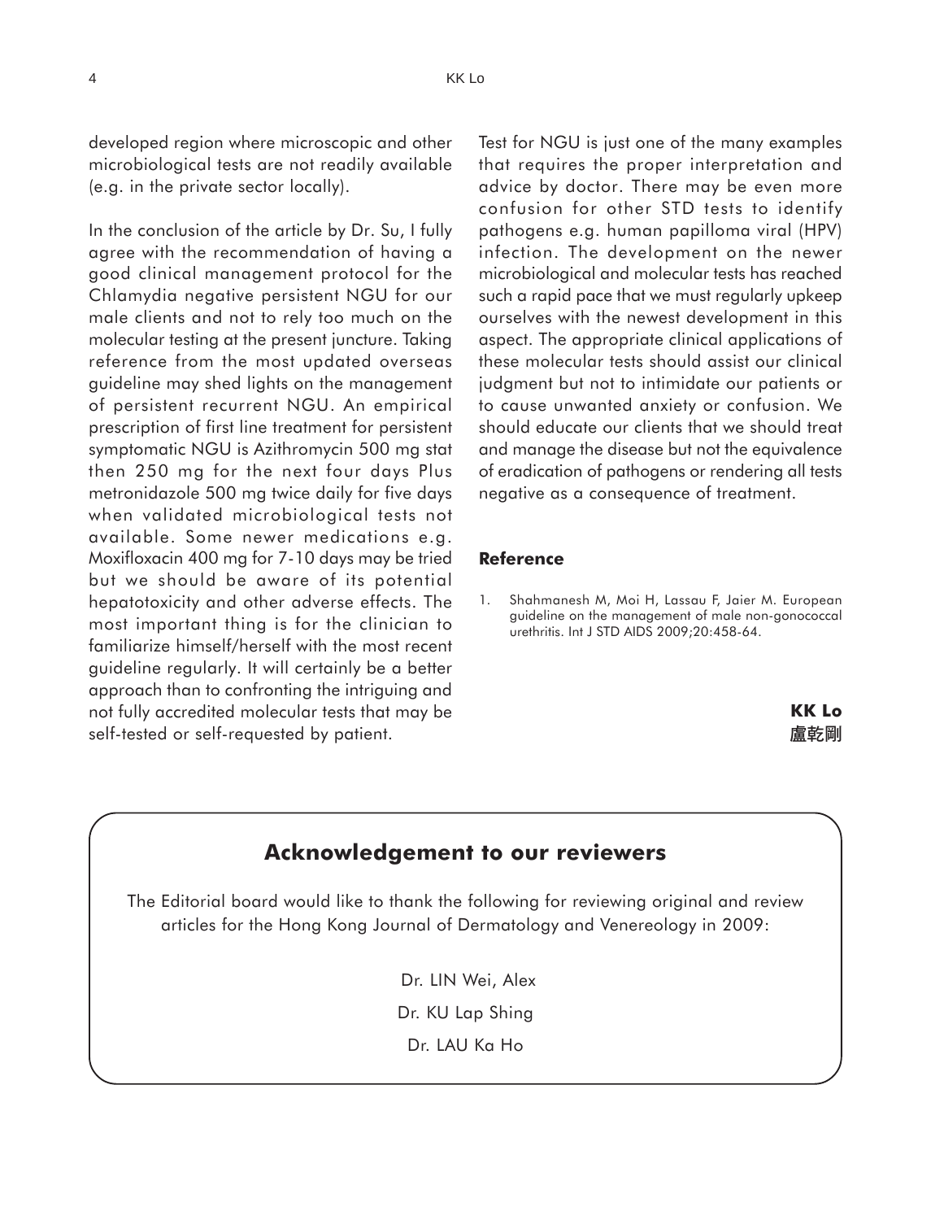developed region where microscopic and other microbiological tests are not readily available (e.g. in the private sector locally).

In the conclusion of the article by Dr. Su, I fully agree with the recommendation of having a good clinical management protocol for the Chlamydia negative persistent NGU for our male clients and not to rely too much on the molecular testing at the present juncture. Taking reference from the most updated overseas guideline may shed lights on the management of persistent recurrent NGU. An empirical prescription of first line treatment for persistent symptomatic NGU is Azithromycin 500 mg stat then 250 mg for the next four days Plus metronidazole 500 mg twice daily for five days when validated microbiological tests not available. Some newer medications e.g. Moxifloxacin 400 mg for 7-10 days may be tried but we should be aware of its potential hepatotoxicity and other adverse effects. The most important thing is for the clinician to familiarize himself/herself with the most recent guideline regularly. It will certainly be a better approach than to confronting the intriguing and not fully accredited molecular tests that may be self-tested or self-requested by patient.

Test for NGU is just one of the many examples that requires the proper interpretation and advice by doctor. There may be even more confusion for other STD tests to identify pathogens e.g. human papilloma viral (HPV) infection. The development on the newer microbiological and molecular tests has reached such a rapid pace that we must regularly upkeep ourselves with the newest development in this aspect. The appropriate clinical applications of these molecular tests should assist our clinical judgment but not to intimidate our patients or to cause unwanted anxiety or confusion. We should educate our clients that we should treat and manage the disease but not the equivalence of eradication of pathogens or rendering all tests negative as a consequence of treatment.

### Reference

1. Shahmanesh M, Moi H, Lassau F, Jaier M. European guideline on the management of male non-gonococcal urethritis. Int J STD AIDS 2009;20:458-64.

**KK Lo**
**盧乾剛**

## Acknowledgement to our reviewers

The Editorial board would like to thank the following for reviewing original and review articles for the Hong Kong Journal of Dermatology and Venereology in 2009:

Dr. LIN Wei, Alex

Dr. KU Lap Shing

Dr. LAU Ka Ho